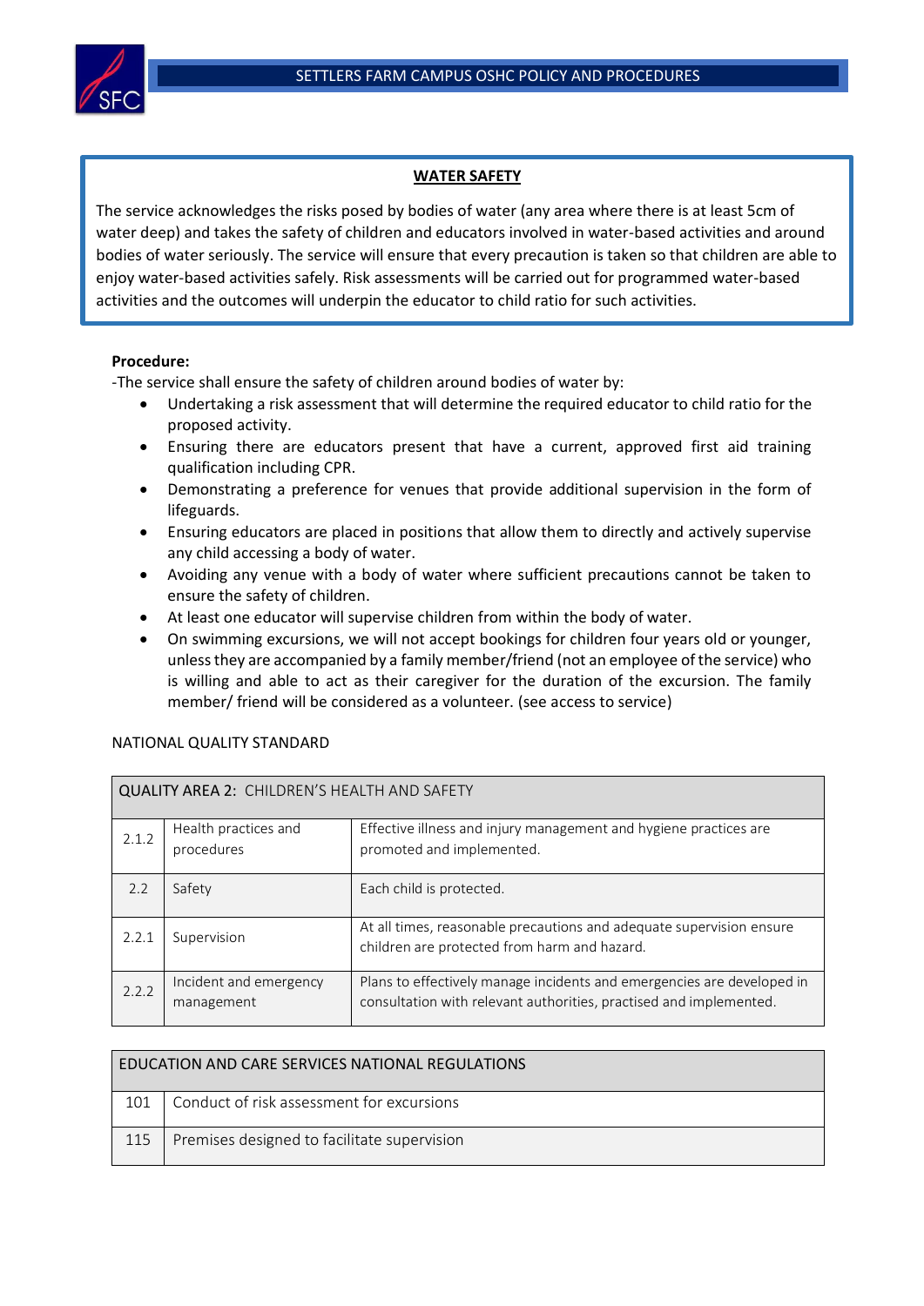## WATER SAFETY

The service acknowledges the risks posed by bodies of water (any area where there is at least 5cm of water deep) and takes the safety of children and educators involved in water-based activities and around bodies of water seriously. The service will ensure that every precaution is taken so that children are able to enjoy water-based activities safely. Risk assessments will be carried out for programmed water-based activities and the outcomes will underpin the educator to child ratio for such activities.

**Procedure:**

-The service shall ensure the safety of children around bodies of water by:

- Undertaking a risk assessment that will determine the required educator to child ratio for the proposed activity.
- Ensuring there are educators present that have a current, approved first aid training qualification including CPR.
- Demonstrating a preference for venues that provide additional supervision in the form of lifeguards.
- Ensuring educators are placed in positions that allow them to directly and actively supervise any child accessing a body of water.
- Avoiding any venue with a body of water where sufficient precautions cannot be taken to ensure the safety of children.
- At least one educator will supervise children from within the body of water.
- On swimming excursions, we will not accept bookings for children four years old or younger, unless they are accompanied by a family member/friend (not an employee of the service) who is willing and able to act as their caregiver for the duration of the excursion. The family member/ friend will be considered as a volunteer. (see access to service)

NATIONAL QUALITY STANDARD

| QUALITY AREA 2: CHILDREN'S HEALTH AND SAFETY | | |
|---|---|---|
| 2.1.2 | Health practices and procedures | Effective illness and injury management and hygiene practices are promoted and implemented. |
| 2.2 | Safety | Each child is protected. |
| 2.2.1 | Supervision | At all times, reasonable precautions and adequate supervision ensure children are protected from harm and hazard. |
| 2.2.2 | Incident and emergency management | Plans to effectively manage incidents and emergencies are developed in consultation with relevant authorities, practised and implemented. |

| EDUCATION AND CARE SERVICES NATIONAL REGULATIONS | |
|---|---|
| 101 | Conduct of risk assessment for excursions |
| 115 | Premises designed to facilitate supervision |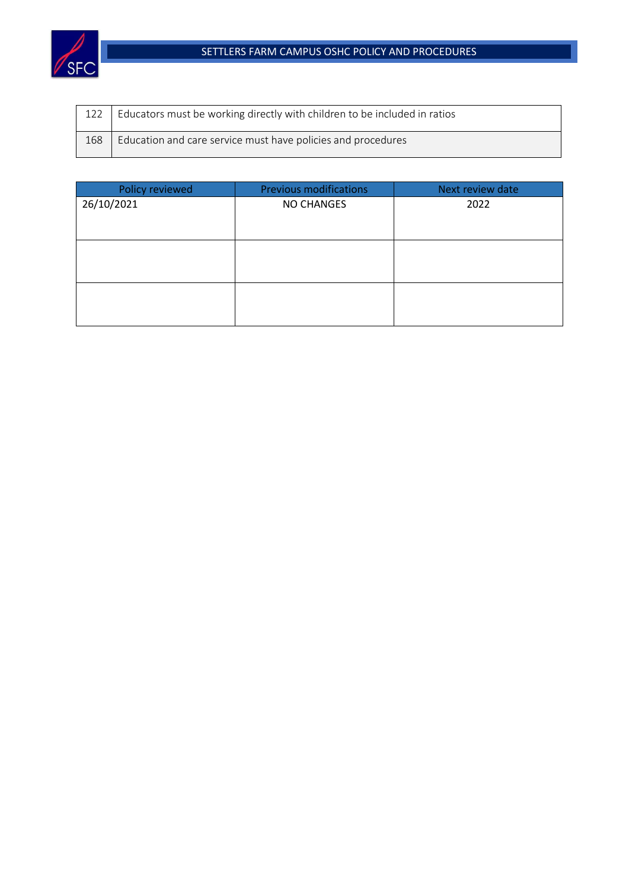| | |
|---|---|
| 122 | Educators must be working directly with children to be included in ratios |
| 168 | Education and care service must have policies and procedures |

| Policy reviewed | Previous modifications | Next review date |
|---|---|---|
| 26/10/2021 | NO CHANGES | 2022 |
| | | |
| | | |